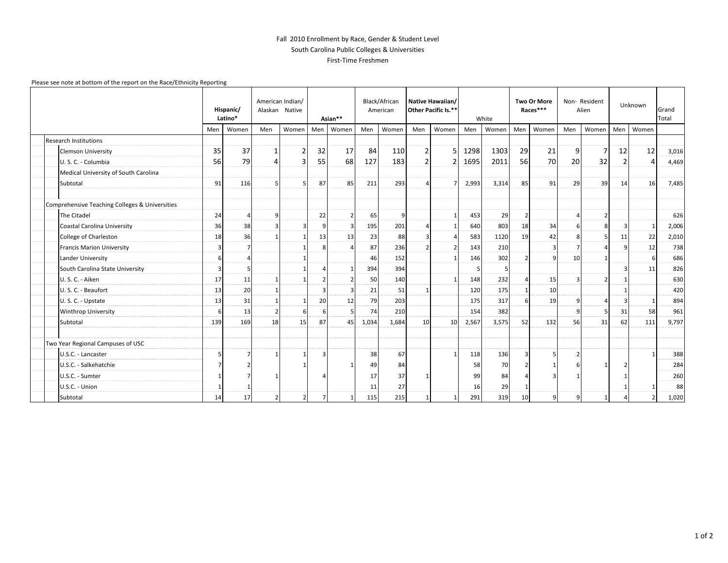Fall 2010 Enrollment by Race, Gender & Student Level
South Carolina Public Colleges & Universities
First-Time Freshmen

Please see note at bottom of the report on the Race/Ethnicity Reporting

| | Hispanic/ Latino* | | American Indian/ Alaskan Native | | Asian** | | Black/African American | | Native Hawaiian/ Other Pacific Is.** | | White | | Two Or More Races*** | | Non- Resident Alien | | Unknown | | Grand Total |
|---|---|---|---|---|---|---|---|---|---|---|---|---|---|---|---|---|---|---|---|
| | Men | Women | Men | Women | Men | Women | Men | Women | Men | Women | Men | Women | Men | Women | Men | Women | Men | Women | |
| Research Institutions | | | | | | | | | | | | | | | | | | | |
| Clemson University | 35 | 37 | 1 | 2 | 32 | 17 | 84 | 110 | 2 | 5 | 1298 | 1303 | 29 | 21 | 9 | 7 | 12 | 12 | 3,016 |
| U. S. C. - Columbia | 56 | 79 | 4 | 3 | 55 | 68 | 127 | 183 | 2 | 2 | 1695 | 2011 | 56 | 70 | 20 | 32 | 2 | 4 | 4,469 |
| Medical University of South Carolina | | | | | | | | | | | | | | | | | | | |
| Subtotal | 91 | 116 | 5 | 5 | 87 | 85 | 211 | 293 | 4 | 7 | 2,993 | 3,314 | 85 | 91 | 29 | 39 | 14 | 16 | 7,485 |
| Comprehensive Teaching Colleges & Universities | | | | | | | | | | | | | | | | | | | |
| The Citadel | 24 | 4 | 9 | | 22 | 2 | 65 | 9 | | 1 | 453 | 29 | 2 | | 4 | 2 | | | 626 |
| Coastal Carolina University | 36 | 38 | 3 | 3 | 9 | 3 | 195 | 201 | 4 | 1 | 640 | 803 | 18 | 34 | 6 | 8 | 3 | 1 | 2,006 |
| College of Charleston | 18 | 36 | 1 | 1 | 13 | 13 | 23 | 88 | 3 | 4 | 583 | 1120 | 19 | 42 | 8 | 5 | 11 | 22 | 2,010 |
| Francis Marion University | 3 | 7 | | 1 | 8 | 4 | 87 | 236 | 2 | 2 | 143 | 210 | | 3 | 7 | 4 | 9 | 12 | 738 |
| Lander University | 6 | 4 | | 1 | | | 46 | 152 | | 1 | 146 | 302 | 2 | 9 | 10 | 1 | | 6 | 686 |
| South Carolina State University | 3 | 5 | | 1 | 4 | 1 | 394 | 394 | | | 5 | 5 | | | | | 3 | 11 | 826 |
| U. S. C. - Aiken | 17 | 11 | 1 | 1 | 2 | 2 | 50 | 140 | | 1 | 148 | 232 | 4 | 15 | 3 | 2 | 1 | | 630 |
| U. S. C. - Beaufort | 13 | 20 | 1 | | 3 | 3 | 21 | 51 | 1 | | 120 | 175 | 1 | 10 | | | 1 | | 420 |
| U. S. C. - Upstate | 13 | 31 | 1 | 1 | 20 | 12 | 79 | 203 | | | 175 | 317 | 6 | 19 | 9 | 4 | 3 | 1 | 894 |
| Winthrop University | 6 | 13 | 2 | 6 | 6 | 5 | 74 | 210 | | | 154 | 382 | | | 9 | 5 | 31 | 58 | 961 |
| Subtotal | 139 | 169 | 18 | 15 | 87 | 45 | 1,034 | 1,684 | 10 | 10 | 2,567 | 3,575 | 52 | 132 | 56 | 31 | 62 | 111 | 9,797 |
| Two Year Regional Campuses of USC | | | | | | | | | | | | | | | | | | | |
| U.S.C. - Lancaster | 5 | 7 | 1 | 1 | 3 | | 38 | 67 | | 1 | 118 | 136 | 3 | 5 | 2 | | | 1 | 388 |
| U.S.C. - Salkehatchie | 7 | 2 | | 1 | | 1 | 49 | 84 | | | 58 | 70 | 2 | 1 | 6 | 1 | 2 | | 284 |
| U.S.C. - Sumter | 1 | 7 | 1 | | 4 | | 17 | 37 | 1 | | 99 | 84 | 4 | 3 | 1 | | 1 | | 260 |
| U.S.C. - Union | 1 | 1 | | | | | 11 | 27 | | | 16 | 29 | 1 | | | | 1 | 1 | 88 |
| Subtotal | 14 | 17 | 2 | 2 | 7 | 1 | 115 | 215 | 1 | 1 | 291 | 319 | 10 | 9 | 9 | 1 | 4 | 2 | 1,020 |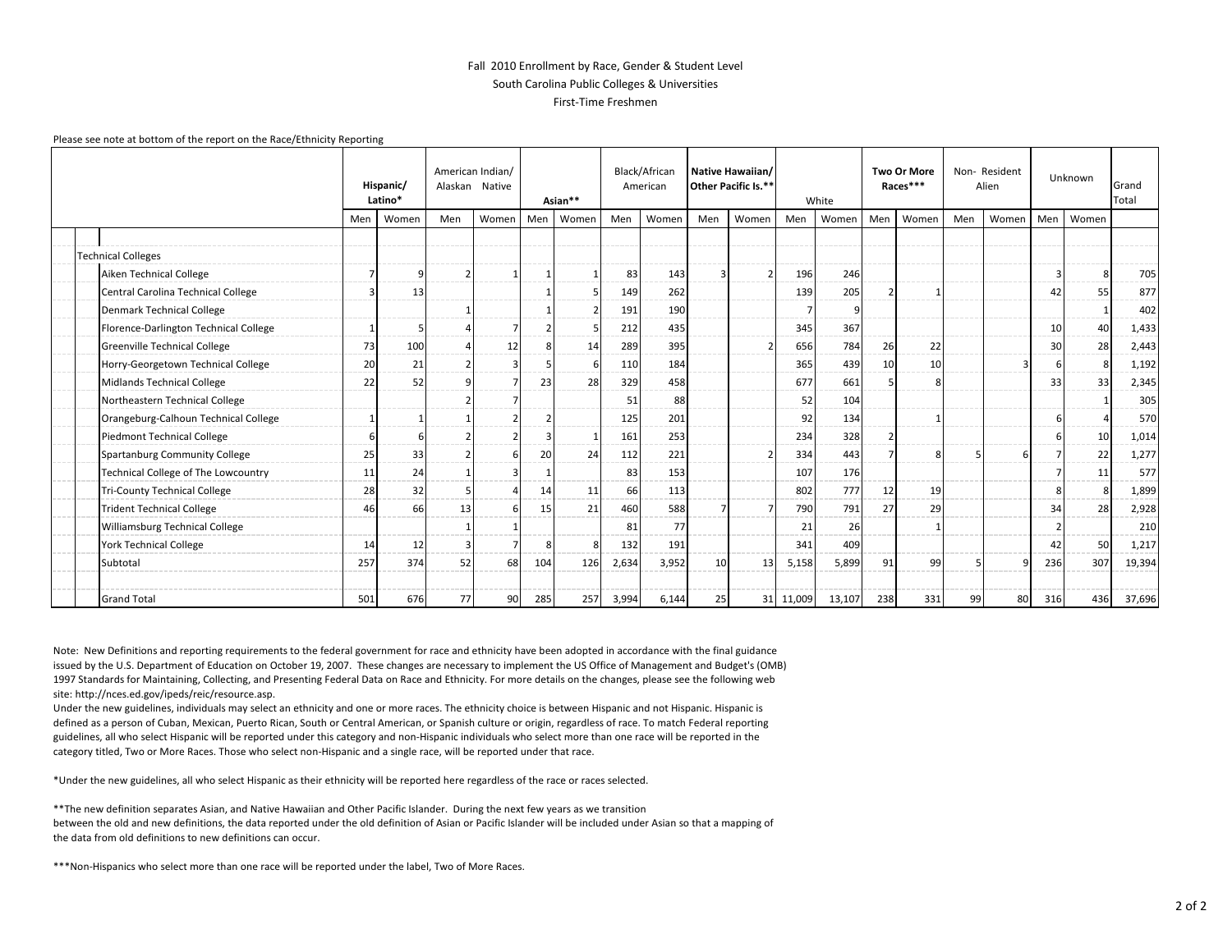Fall 2010 Enrollment by Race, Gender & Student Level

South Carolina Public Colleges & Universities

First-Time Freshmen

Please see note at bottom of the report on the Race/Ethnicity Reporting

| | Hispanic/ Latino* | | American Indian/ Alaskan Native | | Asian** | | Black/African American | | Native Hawaiian/ Other Pacific Is.** | | White | | Two Or More Races*** | | Non- Resident Alien | | Unknown | | Grand Total |
|---|---|---|---|---|---|---|---|---|---|---|---|---|---|---|---|---|---|---|---|
| | Men | Women | Men | Women | Men | Women | Men | Women | Men | Women | Men | Women | Men | Women | Men | Women | Men | Women | |
| Technical Colleges | | | | | | | | | | | | | | | | | | | |
| Aiken Technical College | 7 | 9 | 2 | 1 | 1 | 1 | 83 | 143 | 3 | 2 | 196 | 246 | | | | | 3 | 8 | 705 |
| Central Carolina Technical College | 3 | 13 | | | 1 | 5 | 149 | 262 | | | 139 | 205 | 2 | 1 | | | 42 | 55 | 877 |
| Denmark Technical College | | | 1 | | 1 | 2 | 191 | 190 | | | 7 | 9 | | | | | | 1 | 402 |
| Florence-Darlington Technical College | 1 | 5 | 4 | 7 | 2 | 5 | 212 | 435 | | | 345 | 367 | | | | | 10 | 40 | 1,433 |
| Greenville Technical College | 73 | 100 | 4 | 12 | 8 | 14 | 289 | 395 | | 2 | 656 | 784 | 26 | 22 | | | 30 | 28 | 2,443 |
| Horry-Georgetown Technical College | 20 | 21 | 2 | 3 | 5 | 6 | 110 | 184 | | | 365 | 439 | 10 | 10 | | 3 | 6 | 8 | 1,192 |
| Midlands Technical College | 22 | 52 | 9 | 7 | 23 | 28 | 329 | 458 | | | 677 | 661 | 5 | 8 | | | 33 | 33 | 2,345 |
| Northeastern Technical College | | | 2 | 7 | | | 51 | 88 | | | 52 | 104 | | | | | | 1 | 305 |
| Orangeburg-Calhoun Technical College | 1 | 1 | 1 | 2 | 2 | | 125 | 201 | | | 92 | 134 | | 1 | | | 6 | 4 | 570 |
| Piedmont Technical College | 6 | 6 | 2 | 2 | 3 | 1 | 161 | 253 | | | 234 | 328 | 2 | | | | 6 | 10 | 1,014 |
| Spartanburg Community College | 25 | 33 | 2 | 6 | 20 | 24 | 112 | 221 | | 2 | 334 | 443 | 7 | 8 | 5 | 6 | 7 | 22 | 1,277 |
| Technical College of The Lowcountry | 11 | 24 | 1 | 3 | 1 | | 83 | 153 | | | 107 | 176 | | | | | 7 | 11 | 577 |
| Tri-County Technical College | 28 | 32 | 5 | 4 | 14 | 11 | 66 | 113 | | | 802 | 777 | 12 | 19 | | | 8 | 8 | 1,899 |
| Trident Technical College | 46 | 66 | 13 | 6 | 15 | 21 | 460 | 588 | 7 | 7 | 790 | 791 | 27 | 29 | | | 34 | 28 | 2,928 |
| Williamsburg Technical College | | | 1 | 1 | | | 81 | 77 | | | 21 | 26 | | 1 | | | 2 | | 210 |
| York Technical College | 14 | 12 | 3 | 7 | 8 | 8 | 132 | 191 | | | 341 | 409 | | | | | 42 | 50 | 1,217 |
| Subtotal | 257 | 374 | 52 | 68 | 104 | 126 | 2,634 | 3,952 | 10 | 13 | 5,158 | 5,899 | 91 | 99 | 5 | 9 | 236 | 307 | 19,394 |
| Grand Total | 501 | 676 | 77 | 90 | 285 | 257 | 3,994 | 6,144 | 25 | 31 | 11,009 | 13,107 | 238 | 331 | 99 | 80 | 316 | 436 | 37,696 |

Note: New Definitions and reporting requirements to the federal government for race and ethnicity have been adopted in accordance with the final guidance issued by the U.S. Department of Education on October 19, 2007. These changes are necessary to implement the US Office of Management and Budget's (OMB) 1997 Standards for Maintaining, Collecting, and Presenting Federal Data on Race and Ethnicity. For more details on the changes, please see the following web site: http://nces.ed.gov/ipeds/reic/resource.asp.

Under the new guidelines, individuals may select an ethnicity and one or more races. The ethnicity choice is between Hispanic and not Hispanic. Hispanic is defined as a person of Cuban, Mexican, Puerto Rican, South or Central American, or Spanish culture or origin, regardless of race. To match Federal reporting guidelines, all who select Hispanic will be reported under this category and non-Hispanic individuals who select more than one race will be reported in the category titled, Two or More Races. Those who select non-Hispanic and a single race, will be reported under that race.

*Under the new guidelines, all who select Hispanic as their ethnicity will be reported here regardless of the race or races selected.

**The new definition separates Asian, and Native Hawaiian and Other Pacific Islander. During the next few years as we transition between the old and new definitions, the data reported under the old definition of Asian or Pacific Islander will be included under Asian so that a mapping of the data from old definitions to new definitions can occur.

***Non-Hispanics who select more than one race will be reported under the label, Two of More Races.